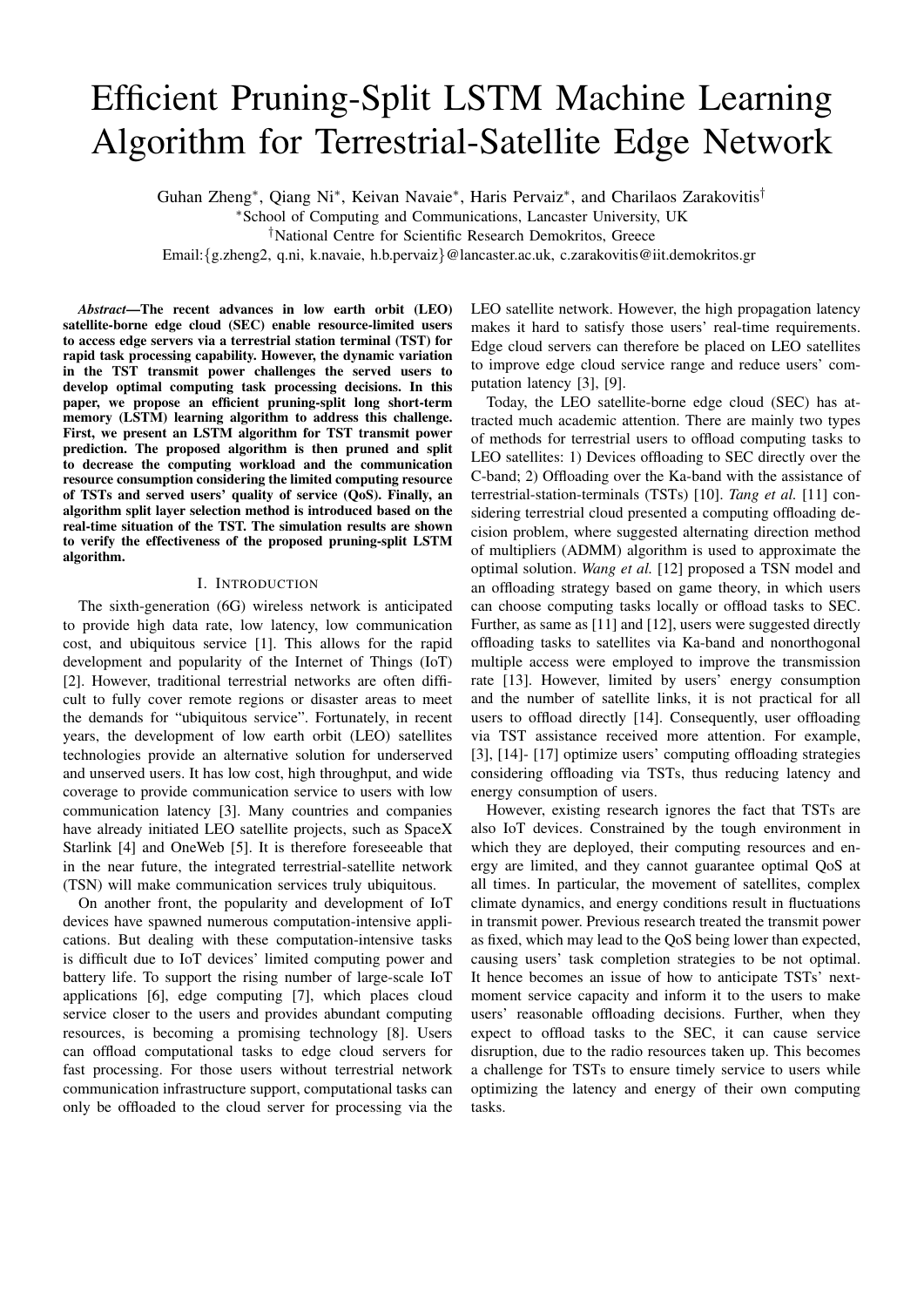# Efficient Pruning-Split LSTM Machine Learning Algorithm for Terrestrial-Satellite Edge Network

Guhan Zheng[∗], Qiang Ni[∗], Keivan Navaie[∗], Haris Pervaiz[∗], and Charilaos Zarakovitis[†]

[∗]School of Computing and Communications, Lancaster University, UK

[†]National Centre for Scientific Research Demokritos, Greece

Email:{g.zheng2, q.ni, k.navaie, h.b.pervaiz}@lancaster.ac.uk, c.zarakovitis@iit.demokritos.gr

***Abstract*—The recent advances in low earth orbit (LEO) satellite-borne edge cloud (SEC) enable resource-limited users to access edge servers via a terrestrial station terminal (TST) for rapid task processing capability. However, the dynamic variation in the TST transmit power challenges the served users to develop optimal computing task processing decisions. In this paper, we propose an efficient pruning-split long short-term memory (LSTM) learning algorithm to address this challenge. First, we present an LSTM algorithm for TST transmit power prediction. The proposed algorithm is then pruned and split to decrease the computing workload and the communication resource consumption considering the limited computing resource of TSTs and served users' quality of service (QoS). Finally, an algorithm split layer selection method is introduced based on the real-time situation of the TST. The simulation results are shown to verify the effectiveness of the proposed pruning-split LSTM algorithm.**

## I. Introduction

The sixth-generation (6G) wireless network is anticipated to provide high data rate, low latency, low communication cost, and ubiquitous service [1]. This allows for the rapid development and popularity of the Internet of Things (IoT) [2]. However, traditional terrestrial networks are often difficult to fully cover remote regions or disaster areas to meet the demands for "ubiquitous service". Fortunately, in recent years, the development of low earth orbit (LEO) satellites technologies provide an alternative solution for underserved and unserved users. It has low cost, high throughput, and wide coverage to provide communication service to users with low communication latency [3]. Many countries and companies have already initiated LEO satellite projects, such as SpaceX Starlink [4] and OneWeb [5]. It is therefore foreseeable that in the near future, the integrated terrestrial-satellite network (TSN) will make communication services truly ubiquitous.

On another front, the popularity and development of IoT devices have spawned numerous computation-intensive applications. But dealing with these computation-intensive tasks is difficult due to IoT devices' limited computing power and battery life. To support the rising number of large-scale IoT applications [6], edge computing [7], which places cloud service closer to the users and provides abundant computing resources, is becoming a promising technology [8]. Users can offload computational tasks to edge cloud servers for fast processing. For those users without terrestrial network communication infrastructure support, computational tasks can only be offloaded to the cloud server for processing via the LEO satellite network. However, the high propagation latency makes it hard to satisfy those users' real-time requirements. Edge cloud servers can therefore be placed on LEO satellites to improve edge cloud service range and reduce users' computation latency [3], [9].

Today, the LEO satellite-borne edge cloud (SEC) has attracted much academic attention. There are mainly two types of methods for terrestrial users to offload computing tasks to LEO satellites: 1) Devices offloading to SEC directly over the C-band; 2) Offloading over the Ka-band with the assistance of terrestrial-station-terminals (TSTs) [10]. *Tang et al.* [11] considering terrestrial cloud presented a computing offloading decision problem, where suggested alternating direction method of multipliers (ADMM) algorithm is used to approximate the optimal solution. *Wang et al.* [12] proposed a TSN model and an offloading strategy based on game theory, in which users can choose computing tasks locally or offload tasks to SEC. Further, as same as [11] and [12], users were suggested directly offloading tasks to satellites via Ka-band and nonorthogonal multiple access were employed to improve the transmission rate [13]. However, limited by users' energy consumption and the number of satellite links, it is not practical for all users to offload directly [14]. Consequently, user offloading via TST assistance received more attention. For example, [3], [14]- [17] optimize users' computing offloading strategies considering offloading via TSTs, thus reducing latency and energy consumption of users.

However, existing research ignores the fact that TSTs are also IoT devices. Constrained by the tough environment in which they are deployed, their computing resources and energy are limited, and they cannot guarantee optimal QoS at all times. In particular, the movement of satellites, complex climate dynamics, and energy conditions result in fluctuations in transmit power. Previous research treated the transmit power as fixed, which may lead to the QoS being lower than expected, causing users' task completion strategies to be not optimal. It hence becomes an issue of how to anticipate TSTs' next-moment service capacity and inform it to the users to make users' reasonable offloading decisions. Further, when they expect to offload tasks to the SEC, it can cause service disruption, due to the radio resources taken up. This becomes a challenge for TSTs to ensure timely service to users while optimizing the latency and energy of their own computing tasks.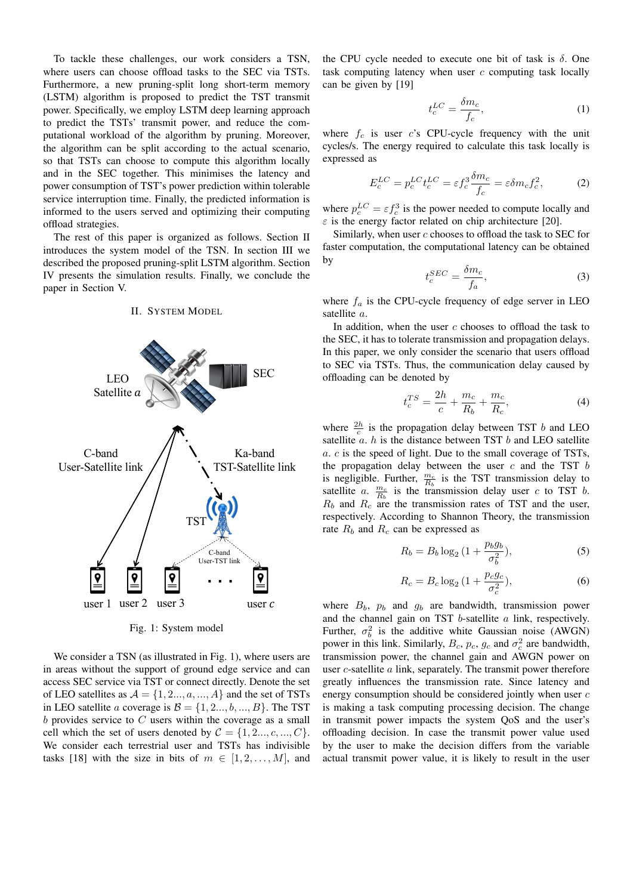To tackle these challenges, our work considers a TSN, where users can choose offload tasks to the SEC via TSTs. Furthermore, a new pruning-split long short-term memory (LSTM) algorithm is proposed to predict the TST transmit power. Specifically, we employ LSTM deep learning approach to predict the TSTs' transmit power, and reduce the computational workload of the algorithm by pruning. Moreover, the algorithm can be split according to the actual scenario, so that TSTs can choose to compute this algorithm locally and in the SEC together. This minimises the latency and power consumption of TST's power prediction within tolerable service interruption time. Finally, the predicted information is informed to the users served and optimizing their computing offload strategies.

The rest of this paper is organized as follows. Section II introduces the system model of the TSN. In section III we described the proposed pruning-split LSTM algorithm. Section IV presents the simulation results. Finally, we conclude the paper in Section V.

## II. System Model

Fig. 1: System model

We consider a TSN (as illustrated in Fig. 1), where users are in areas without the support of ground edge service and can access SEC service via TST or connect directly. Denote the set of LEO satellites as $\mathcal{A} = \{1, 2..., a, ..., A\}$ and the set of TSTs in LEO satellite $a$ coverage is $\mathcal{B} = \{1, 2..., b, ..., B\}$. The TST $b$ provides service to $C$ users within the coverage as a small cell which the set of users denoted by $\mathcal{C} = \{1, 2..., c, ..., C\}$. We consider each terrestrial user and TSTs has indivisible tasks [18] with the size in bits of $m \in [1, 2, \dots, M]$, and the CPU cycle needed to execute one bit of task is $\delta$. One task computing latency when user $c$ computing task locally can be given by [19]

$$t_c^{LC} = \frac{\delta m_c}{f_c}, \tag{1}$$

where $f_c$ is user $c$'s CPU-cycle frequency with the unit cycles/s. The energy required to calculate this task locally is expressed as

$$E_c^{LC} = p_c^{LC} t_c^{LC} = \varepsilon f_c^3 \frac{\delta m_c}{f_c} = \varepsilon \delta m_c f_c^2, \tag{2}$$

where $p_c^{LC} = \varepsilon f_c^3$ is the power needed to compute locally and $\varepsilon$ is the energy factor related on chip architecture [20].

Similarly, when user $c$ chooses to offload the task to SEC for faster computation, the computational latency can be obtained by

$$t_c^{SEC} = \frac{\delta m_c}{f_a}, \tag{3}$$

where $f_a$ is the CPU-cycle frequency of edge server in LEO satellite $a$.

In addition, when the user $c$ chooses to offload the task to the SEC, it has to tolerate transmission and propagation delays. In this paper, we only consider the scenario that users offload to SEC via TSTs. Thus, the communication delay caused by offloading can be denoted by

$$t_c^{TS} = \frac{2h}{c} + \frac{m_c}{R_b} + \frac{m_c}{R_c}, \tag{4}$$

where $\frac{2h}{c}$ is the propagation delay between TST $b$ and LEO satellite $a$. $h$ is the distance between TST $b$ and LEO satellite $a$. $c$ is the speed of light. Due to the small coverage of TSTs, the propagation delay between the user $c$ and the TST $b$ is negligible. Further, $\frac{m_c}{R_b}$ is the TST transmission delay to satellite $a$. $\frac{m_c}{R_b}$ is the transmission delay user $c$ to TST $b$. $R_b$ and $R_c$ are the transmission rates of TST and the user, respectively. According to Shannon Theory, the transmission rate $R_b$ and $R_c$ can be expressed as

$$R_b = B_b \log_2 (1 + \frac{p_b g_b}{\sigma_b^2}), \tag{5}$$

$$R_c = B_c \log_2 (1 + \frac{p_c g_c}{\sigma_c^2}), \tag{6}$$

where $B_b$, $p_b$ and $g_b$ are bandwidth, transmission power and the channel gain on TST $b$-satellite $a$ link, respectively. Further, $\sigma_b^2$ is the additive white Gaussian noise (AWGN) power in this link. Similarly, $B_c$, $p_c$, $g_c$ and $\sigma_c^2$ are bandwidth, transmission power, the channel gain and AWGN power on user $c$-satellite $a$ link, separately. The transmit power therefore greatly influences the transmission rate. Since latency and energy consumption should be considered jointly when user $c$ is making a task computing processing decision. The change in transmit power impacts the system QoS and the user's offloading decision. In case the transmit power value used by the user to make the decision differs from the variable actual transmit power value, it is likely to result in the user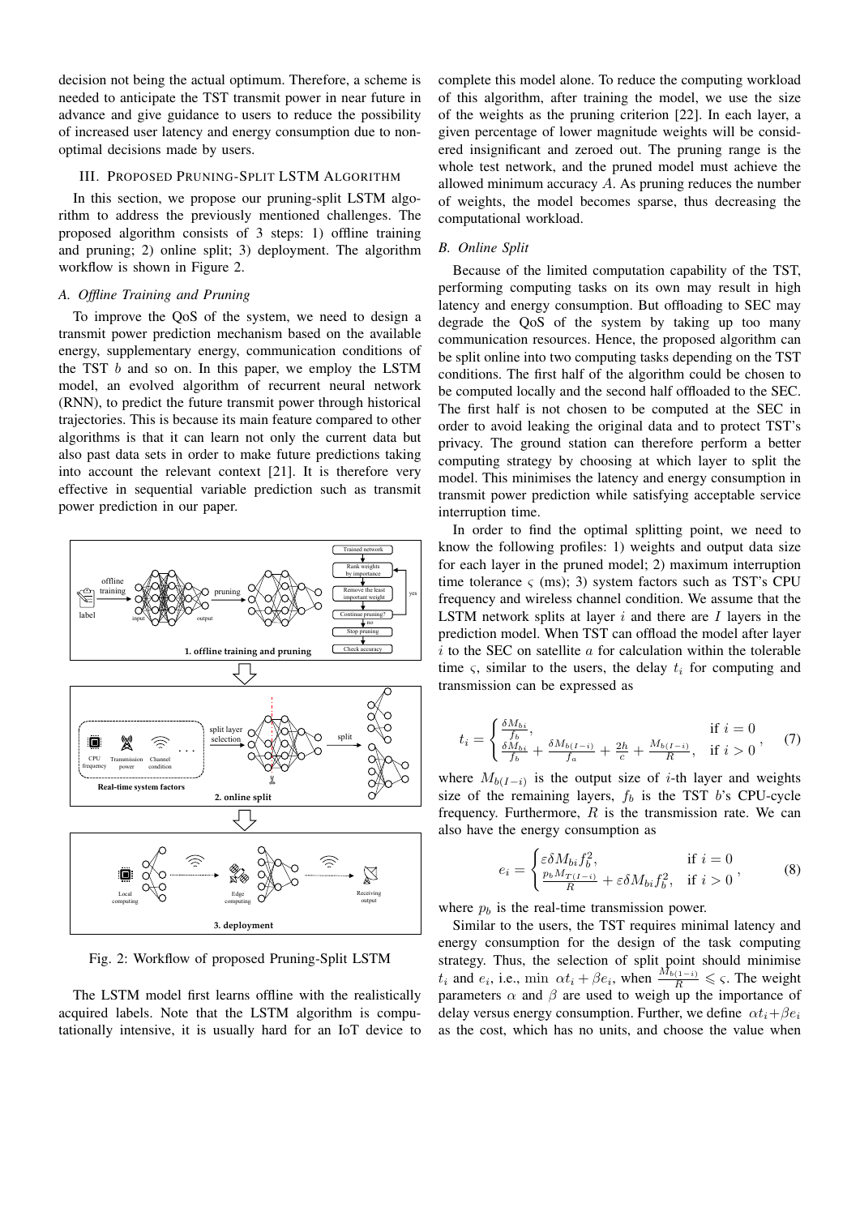decision not being the actual optimum. Therefore, a scheme is needed to anticipate the TST transmit power in near future in advance and give guidance to users to reduce the possibility of increased user latency and energy consumption due to non-optimal decisions made by users.

## III. Proposed Pruning-Split LSTM Algorithm

In this section, we propose our pruning-split LSTM algorithm to address the previously mentioned challenges. The proposed algorithm consists of 3 steps: 1) offline training and pruning; 2) online split; 3) deployment. The algorithm workflow is shown in Figure 2.

### A. Offline Training and Pruning

To improve the QoS of the system, we need to design a transmit power prediction mechanism based on the available energy, supplementary energy, communication conditions of the TST $b$ and so on. In this paper, we employ the LSTM model, an evolved algorithm of recurrent neural network (RNN), to predict the future transmit power through historical trajectories. This is because its main feature compared to other algorithms is that it can learn not only the current data but also past data sets in order to make future predictions taking into account the relevant context [21]. It is therefore very effective in sequential variable prediction such as transmit power prediction in our paper.

Fig. 2: Workflow of proposed Pruning-Split LSTM

The LSTM model first learns offline with the realistically acquired labels. Note that the LSTM algorithm is computationally intensive, it is usually hard for an IoT device to complete this model alone. To reduce the computing workload of this algorithm, after training the model, we use the size of the weights as the pruning criterion [22]. In each layer, a given percentage of lower magnitude weights will be considered insignificant and zeroed out. The pruning range is the whole test network, and the pruned model must achieve the allowed minimum accuracy $A$. As pruning reduces the number of weights, the model becomes sparse, thus decreasing the computational workload.

### B. Online Split

Because of the limited computation capability of the TST, performing computing tasks on its own may result in high latency and energy consumption. But offloading to SEC may degrade the QoS of the system by taking up too many communication resources. Hence, the proposed algorithm can be split online into two computing tasks depending on the TST conditions. The first half of the algorithm could be chosen to be computed locally and the second half offloaded to the SEC. The first half is not chosen to be computed at the SEC in order to avoid leaking the original data and to protect TST's privacy. The ground station can therefore perform a better computing strategy by choosing at which layer to split the model. This minimises the latency and energy consumption in transmit power prediction while satisfying acceptable service interruption time.

In order to find the optimal splitting point, we need to know the following profiles: 1) weights and output data size for each layer in the pruned model; 2) maximum interruption time tolerance $\varsigma$ (ms); 3) system factors such as TST's CPU frequency and wireless channel condition. We assume that the LSTM network splits at layer $i$ and there are $I$ layers in the prediction model. When TST can offload the model after layer $i$ to the SEC on satellite $a$ for calculation within the tolerable time $\varsigma$, similar to the users, the delay $t_i$ for computing and transmission can be expressed as

$$t_i = \begin{cases} \frac{\delta M_{bi}}{f_b}, & \text{if } i = 0 \\ \frac{\delta M_{bi}}{f_b} + \frac{\delta M_{b(I-i)}}{f_a} + \frac{2h}{c} + \frac{M_{b(I-i)}}{R}, & \text{if } i > 0 \end{cases}, \quad (7)$$

where $M_{b(I-i)}$ is the output size of $i$-th layer and weights size of the remaining layers, $f_b$ is the TST $b$'s CPU-cycle frequency. Furthermore, $R$ is the transmission rate. We can also have the energy consumption as

$$e_i = \begin{cases} \varepsilon \delta M_{bi} f_b^2, & \text{if } i = 0 \\ \frac{p_b M_{T(I-i)}}{R} + \varepsilon \delta M_{bi} f_b^2, & \text{if } i > 0 \end{cases}, \quad (8)$$

where $p_b$ is the real-time transmission power.

Similar to the users, the TST requires minimal latency and energy consumption for the design of the task computing strategy. Thus, the selection of split point should minimise $t_i$ and $e_i$, i.e., $\min \ \alpha t_i + \beta e_i$, when $\frac{M_{b(1-i)}}{R} \leqslant \varsigma$. The weight parameters $\alpha$ and $\beta$ are used to weigh up the importance of delay versus energy consumption. Further, we define $\alpha t_i + \beta e_i$ as the cost, which has no units, and choose the value when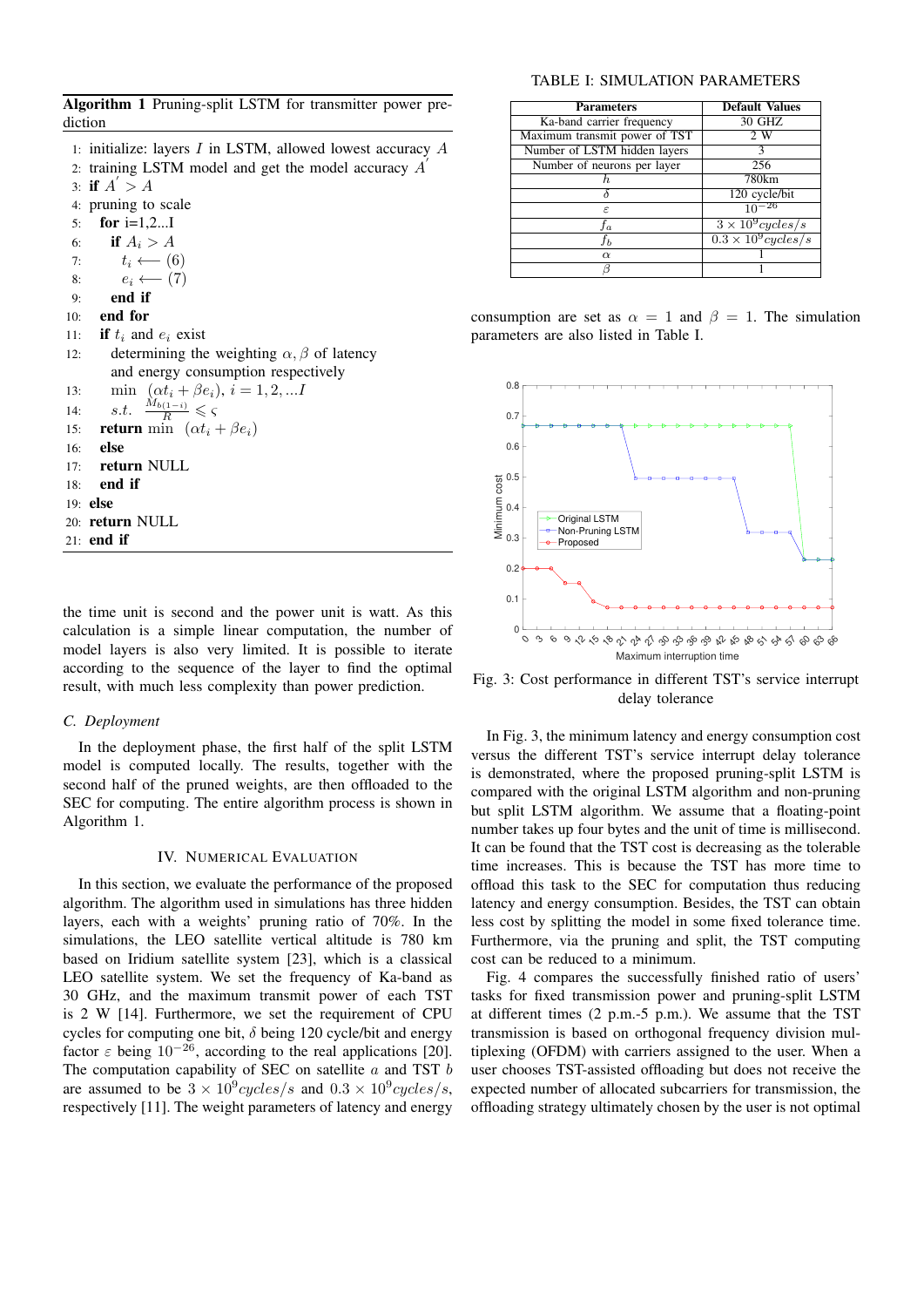**Algorithm 1** Pruning-split LSTM for transmitter power prediction

```
1:  initialize: layers I in LSTM, allowed lowest accuracy A
2:  training LSTM model and get the model accuracy A'
3:  if A' > A
4:    pruning to scale
5:    for i=1,2...I
6:      if A_i > A
7:        t_i ⟵ (6)
8:        e_i ⟵ (7)
9:      end if
10:   end for
11:   if t_i and e_i exist
12:     determining the weighting α, β of latency
        and energy consumption respectively
13:     min (αt_i + βe_i), i = 1, 2, ...I
14:     s.t. M_{b(1−i)}/R ⩽ ς
15:   return min (αt_i + βe_i)
16:   else
17:   return NULL
18:   end if
19: else
20: return NULL
21: end if
```

the time unit is second and the power unit is watt. As this calculation is a simple linear computation, the number of model layers is also very limited. It is possible to iterate according to the sequence of the layer to find the optimal result, with much less complexity than power prediction.

### C. Deployment

In the deployment phase, the first half of the split LSTM model is computed locally. The results, together with the second half of the pruned weights, are then offloaded to the SEC for computing. The entire algorithm process is shown in Algorithm 1.

## IV. Numerical Evaluation

In this section, we evaluate the performance of the proposed algorithm. The algorithm used in simulations has three hidden layers, each with a weights' pruning ratio of 70%. In the simulations, the LEO satellite vertical altitude is 780 km based on Iridium satellite system [23], which is a classical LEO satellite system. We set the frequency of Ka-band as 30 GHz, and the maximum transmit power of each TST is 2 W [14]. Furthermore, we set the requirement of CPU cycles for computing one bit, $\delta$ being 120 cycle/bit and energy factor $\varepsilon$ being $10^{-26}$, according to the real applications [20]. The computation capability of SEC on satellite $a$ and TST $b$ are assumed to be $3 \times 10^9 cycles/s$ and $0.3 \times 10^9 cycles/s$, respectively [11]. The weight parameters of latency and energy consumption are set as $\alpha = 1$ and $\beta = 1$. The simulation parameters are also listed in Table I.

TABLE I: SIMULATION PARAMETERS

| Parameters | Default Values |
|---|---|
| Ka-band carrier frequency | 30 GHZ |
| Maximum transmit power of TST | 2 W |
| Number of LSTM hidden layers | 3 |
| Number of neurons per layer | 256 |
| $h$ | 780km |
| $\delta$ | 120 cycle/bit |
| $\varepsilon$ | $10^{-26}$ |
| $f_a$ | $3 \times 10^9 cycles/s$ |
| $f_b$ | $0.3 \times 10^9 cycles/s$ |
| $\alpha$ | 1 |
| $\beta$ | 1 |

Fig. 3: Cost performance in different TST's service interrupt delay tolerance

In Fig. 3, the minimum latency and energy consumption cost versus the different TST's service interrupt delay tolerance is demonstrated, where the proposed pruning-split LSTM is compared with the original LSTM algorithm and non-pruning but split LSTM algorithm. We assume that a floating-point number takes up four bytes and the unit of time is millisecond. It can be found that the TST cost is decreasing as the tolerable time increases. This is because the TST has more time to offload this task to the SEC for computation thus reducing latency and energy consumption. Besides, the TST can obtain less cost by splitting the model in some fixed tolerance time. Furthermore, via the pruning and split, the TST computing cost can be reduced to a minimum.

Fig. 4 compares the successfully finished ratio of users' tasks for fixed transmission power and pruning-split LSTM at different times (2 p.m.-5 p.m.). We assume that the TST transmission is based on orthogonal frequency division multiplexing (OFDM) with carriers assigned to the user. When a user chooses TST-assisted offloading but does not receive the expected number of allocated subcarriers for transmission, the offloading strategy ultimately chosen by the user is not optimal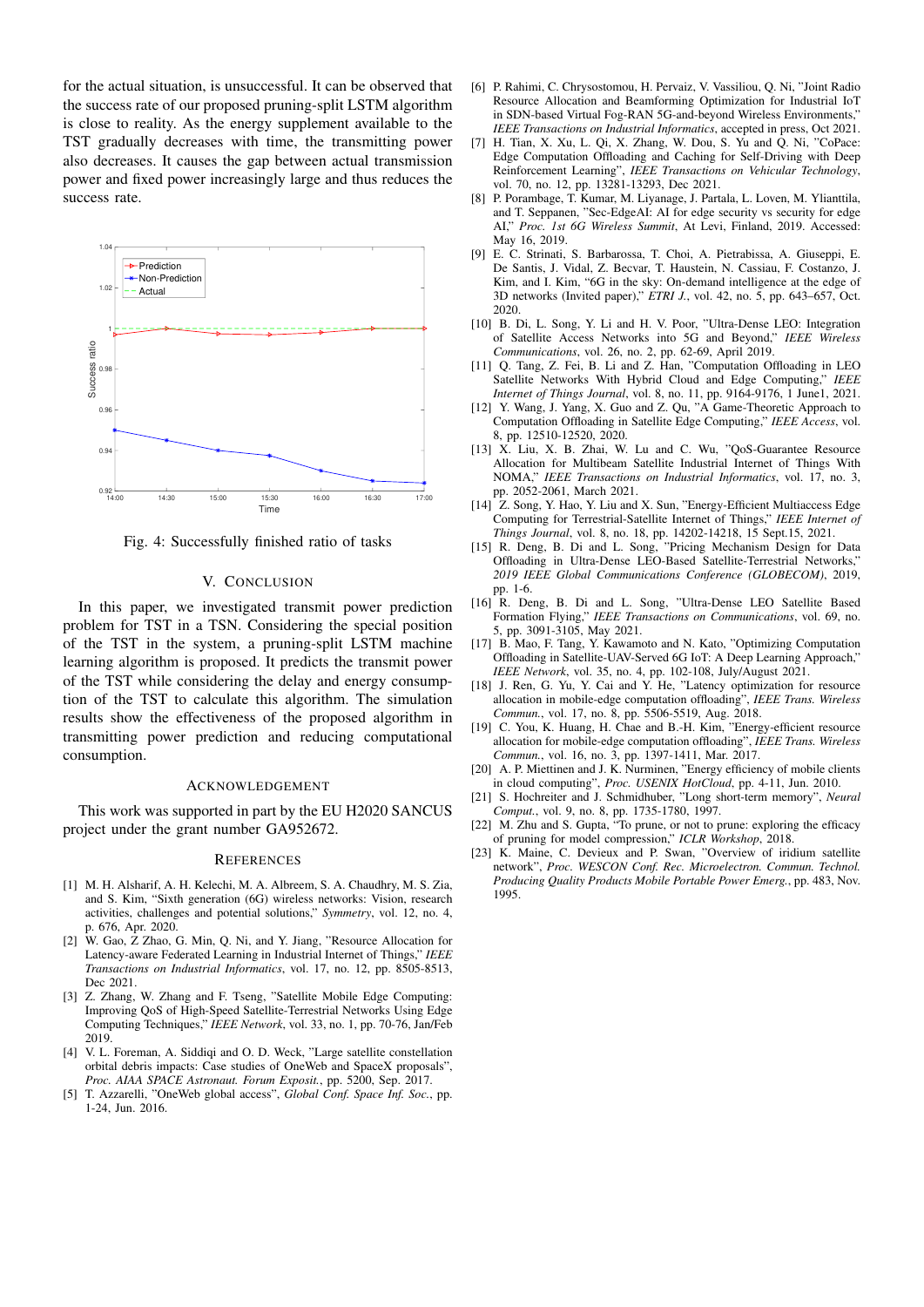for the actual situation, is unsuccessful. It can be observed that the success rate of our proposed pruning-split LSTM algorithm is close to reality. As the energy supplement available to the TST gradually decreases with time, the transmitting power also decreases. It causes the gap between actual transmission power and fixed power increasingly large and thus reduces the success rate.

1.04
1.02
1
0.98
0.96
0.94
0.92
Success ratio
14:00 14:30 15:00 15:30 16:00 16:30 17:00
Time
Prediction
Non-Prediction
Actual

Fig. 4: Successfully finished ratio of tasks

## V. Conclusion

In this paper, we investigated transmit power prediction problem for TST in a TSN. Considering the special position of the TST in the system, a pruning-split LSTM machine learning algorithm is proposed. It predicts the transmit power of the TST while considering the delay and energy consumption of the TST to calculate this algorithm. The simulation results show the effectiveness of the proposed algorithm in transmitting power prediction and reducing computational consumption.

## Acknowledgement

This work was supported in part by the EU H2020 SANCUS project under the grant number GA952672.

## References

[1] M. H. Alsharif, A. H. Kelechi, M. A. Albreem, S. A. Chaudhry, M. S. Zia, and S. Kim, "Sixth generation (6G) wireless networks: Vision, research activities, challenges and potential solutions," *Symmetry*, vol. 12, no. 4, p. 676, Apr. 2020.

[2] W. Gao, Z Zhao, G. Min, Q. Ni, and Y. Jiang, "Resource Allocation for Latency-aware Federated Learning in Industrial Internet of Things," *IEEE Transactions on Industrial Informatics*, vol. 17, no. 12, pp. 8505-8513, Dec 2021.

[3] Z. Zhang, W. Zhang and F. Tseng, "Satellite Mobile Edge Computing: Improving QoS of High-Speed Satellite-Terrestrial Networks Using Edge Computing Techniques," *IEEE Network*, vol. 33, no. 1, pp. 70-76, Jan/Feb 2019.

[4] V. L. Foreman, A. Siddiqi and O. D. Weck, "Large satellite constellation orbital debris impacts: Case studies of OneWeb and SpaceX proposals", *Proc. AIAA SPACE Astronaut. Forum Exposit.*, pp. 5200, Sep. 2017.

[5] T. Azzarelli, "OneWeb global access", *Global Conf. Space Inf. Soc.*, pp. 1-24, Jun. 2016.

[6] P. Rahimi, C. Chrysostomou, H. Pervaiz, V. Vassiliou, Q. Ni, "Joint Radio Resource Allocation and Beamforming Optimization for Industrial IoT in SDN-based Virtual Fog-RAN 5G-and-beyond Wireless Environments," *IEEE Transactions on Industrial Informatics*, accepted in press, Oct 2021.

[7] H. Tian, X. Xu, L. Qi, X. Zhang, W. Dou, S. Yu and Q. Ni, "CoPace: Edge Computation Offloading and Caching for Self-Driving with Deep Reinforcement Learning", *IEEE Transactions on Vehicular Technology*, vol. 70, no. 12, pp. 13281-13293, Dec 2021.

[8] P. Porambage, T. Kumar, M. Liyanage, J. Partala, L. Loven, M. Ylianttila, and T. Seppanen, "Sec-EdgeAI: AI for edge security vs security for edge AI," *Proc. 1st 6G Wireless Summit*, At Levi, Finland, 2019. Accessed: May 16, 2019.

[9] E. C. Strinati, S. Barbarossa, T. Choi, A. Pietrabissa, A. Giuseppi, E. De Santis, J. Vidal, Z. Becvar, T. Haustein, N. Cassiau, F. Costanzo, J. Kim, and I. Kim, "6G in the sky: On-demand intelligence at the edge of 3D networks (Invited paper)," *ETRI J.*, vol. 42, no. 5, pp. 643–657, Oct. 2020.

[10] B. Di, L. Song, Y. Li and H. V. Poor, "Ultra-Dense LEO: Integration of Satellite Access Networks into 5G and Beyond," *IEEE Wireless Communications*, vol. 26, no. 2, pp. 62-69, April 2019.

[11] Q. Tang, Z. Fei, B. Li and Z. Han, "Computation Offloading in LEO Satellite Networks With Hybrid Cloud and Edge Computing," *IEEE Internet of Things Journal*, vol. 8, no. 11, pp. 9164-9176, 1 June1, 2021.

[12] Y. Wang, J. Yang, X. Guo and Z. Qu, "A Game-Theoretic Approach to Computation Offloading in Satellite Edge Computing," *IEEE Access*, vol. 8, pp. 12510-12520, 2020.

[13] X. Liu, X. B. Zhai, W. Lu and C. Wu, "QoS-Guarantee Resource Allocation for Multibeam Satellite Industrial Internet of Things With NOMA," *IEEE Transactions on Industrial Informatics*, vol. 17, no. 3, pp. 2052-2061, March 2021.

[14] Z. Song, Y. Hao, Y. Liu and X. Sun, "Energy-Efficient Multiaccess Edge Computing for Terrestrial-Satellite Internet of Things," *IEEE Internet of Things Journal*, vol. 8, no. 18, pp. 14202-14218, 15 Sept.15, 2021.

[15] R. Deng, B. Di and L. Song, "Pricing Mechanism Design for Data Offloading in Ultra-Dense LEO-Based Satellite-Terrestrial Networks," *2019 IEEE Global Communications Conference (GLOBECOM)*, 2019, pp. 1-6.

[16] R. Deng, B. Di and L. Song, "Ultra-Dense LEO Satellite Based Formation Flying," *IEEE Transactions on Communications*, vol. 69, no. 5, pp. 3091-3105, May 2021.

[17] B. Mao, F. Tang, Y. Kawamoto and N. Kato, "Optimizing Computation Offloading in Satellite-UAV-Served 6G IoT: A Deep Learning Approach," *IEEE Network*, vol. 35, no. 4, pp. 102-108, July/August 2021.

[18] J. Ren, G. Yu, Y. Cai and Y. He, "Latency optimization for resource allocation in mobile-edge computation offloading", *IEEE Trans. Wireless Commun.*, vol. 17, no. 8, pp. 5506-5519, Aug. 2018.

[19] C. You, K. Huang, H. Chae and B.-H. Kim, "Energy-efficient resource allocation for mobile-edge computation offloading", *IEEE Trans. Wireless Commun.*, vol. 16, no. 3, pp. 1397-1411, Mar. 2017.

[20] A. P. Miettinen and J. K. Nurminen, "Energy efficiency of mobile clients in cloud computing", *Proc. USENIX HotCloud*, pp. 4-11, Jun. 2010.

[21] S. Hochreiter and J. Schmidhuber, "Long short-term memory", *Neural Comput.*, vol. 9, no. 8, pp. 1735-1780, 1997.

[22] M. Zhu and S. Gupta, "To prune, or not to prune: exploring the efficacy of pruning for model compression," *ICLR Workshop*, 2018.

[23] K. Maine, C. Devieux and P. Swan, "Overview of iridium satellite network", *Proc. WESCON Conf. Rec. Microelectron. Commun. Technol. Producing Quality Products Mobile Portable Power Emerg.*, pp. 483, Nov. 1995.